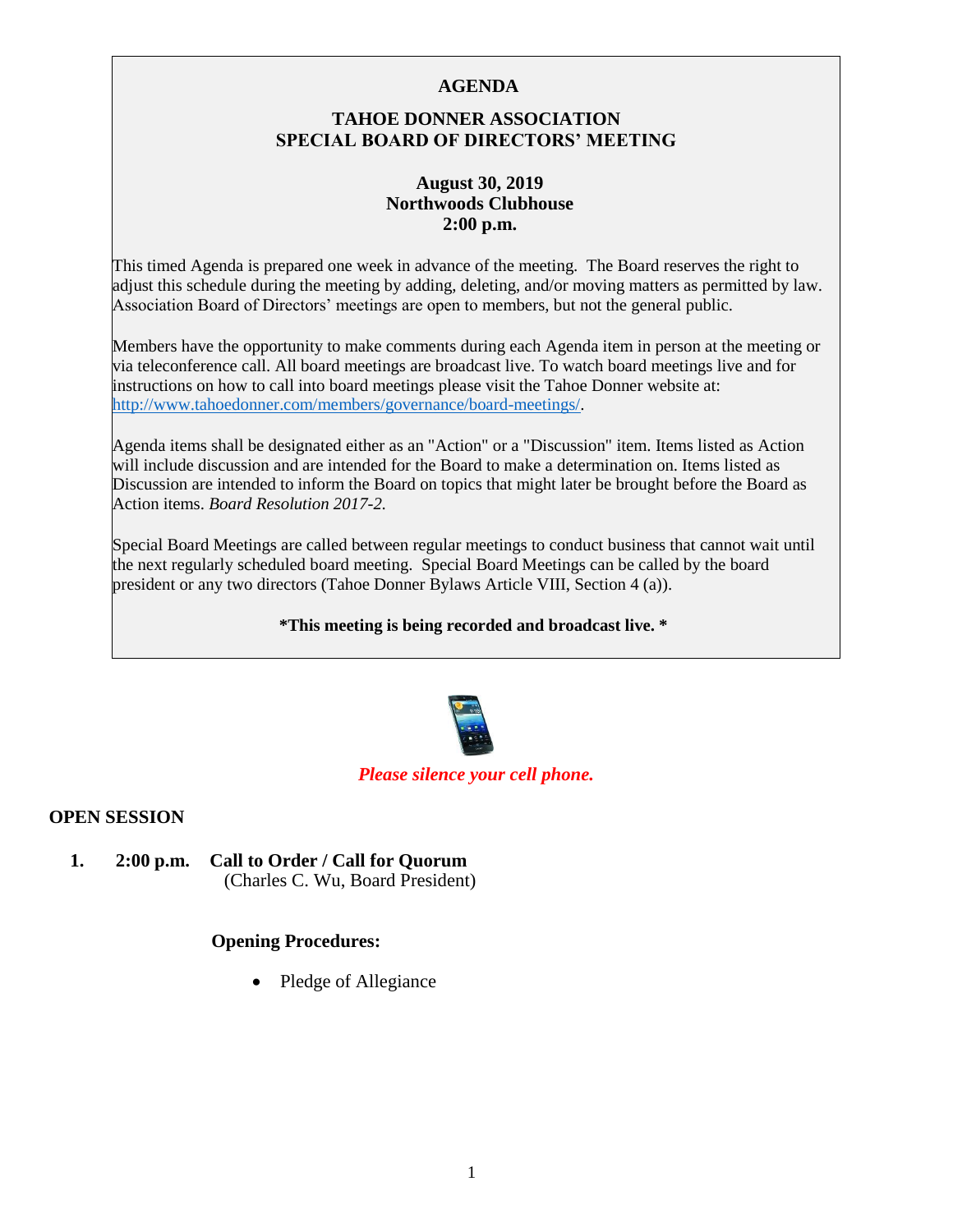# AGENDA

## TAHOE DONNER ASSOCIATION
## SPECIAL BOARD OF DIRECTORS' MEETING

**August 30, 2019**
**Northwoods Clubhouse**
**2:00 p.m.**

This timed Agenda is prepared one week in advance of the meeting. The Board reserves the right to adjust this schedule during the meeting by adding, deleting, and/or moving matters as permitted by law. Association Board of Directors' meetings are open to members, but not the general public.

Members have the opportunity to make comments during each Agenda item in person at the meeting or via teleconference call. All board meetings are broadcast live. To watch board meetings live and for instructions on how to call into board meetings please visit the Tahoe Donner website at: http://www.tahoedonner.com/members/governance/board-meetings/.

Agenda items shall be designated either as an "Action" or a "Discussion" item. Items listed as Action will include discussion and are intended for the Board to make a determination on. Items listed as Discussion are intended to inform the Board on topics that might later be brought before the Board as Action items. *Board Resolution 2017-2.*

Special Board Meetings are called between regular meetings to conduct business that cannot wait until the next regularly scheduled board meeting. Special Board Meetings can be called by the board president or any two directors (Tahoe Donner Bylaws Article VIII, Section 4 (a)).

**\*This meeting is being recorded and broadcast live. \***

***Please silence your cell phone.***

## OPEN SESSION

1. **2:00 p.m. Call to Order / Call for Quorum**
   (Charles C. Wu, Board President)

   **Opening Procedures:**

   - Pledge of Allegiance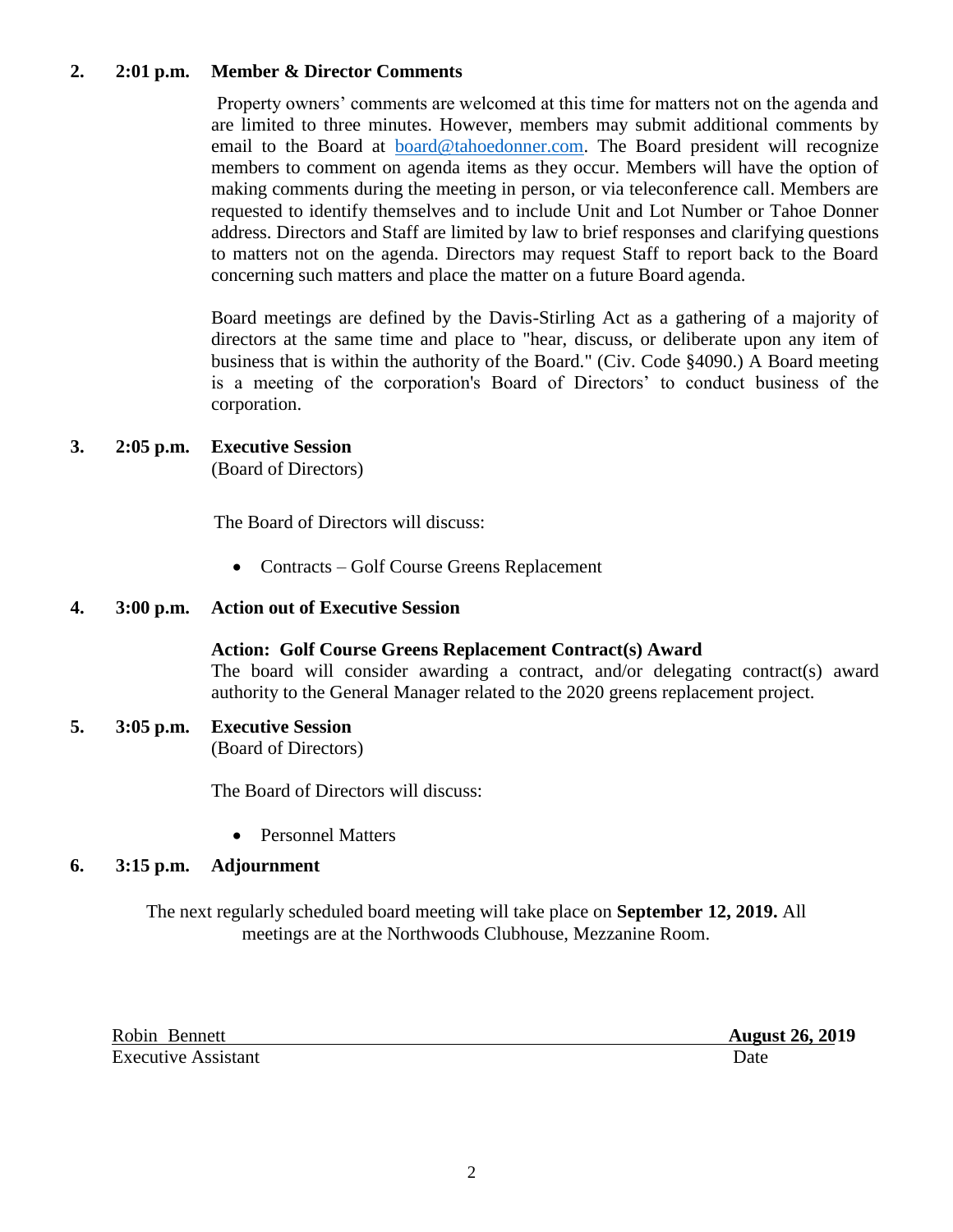**2. 2:01 p.m. Member & Director Comments**

Property owners' comments are welcomed at this time for matters not on the agenda and are limited to three minutes. However, members may submit additional comments by email to the Board at board@tahoedonner.com. The Board president will recognize members to comment on agenda items as they occur. Members will have the option of making comments during the meeting in person, or via teleconference call. Members are requested to identify themselves and to include Unit and Lot Number or Tahoe Donner address. Directors and Staff are limited by law to brief responses and clarifying questions to matters not on the agenda. Directors may request Staff to report back to the Board concerning such matters and place the matter on a future Board agenda.

Board meetings are defined by the Davis-Stirling Act as a gathering of a majority of directors at the same time and place to "hear, discuss, or deliberate upon any item of business that is within the authority of the Board." (Civ. Code §4090.) A Board meeting is a meeting of the corporation's Board of Directors' to conduct business of the corporation.

**3. 2:05 p.m. Executive Session**
(Board of Directors)

The Board of Directors will discuss:

- Contracts – Golf Course Greens Replacement

**4. 3:00 p.m. Action out of Executive Session**

**Action: Golf Course Greens Replacement Contract(s) Award**
The board will consider awarding a contract, and/or delegating contract(s) award authority to the General Manager related to the 2020 greens replacement project.

**5. 3:05 p.m. Executive Session**
(Board of Directors)

The Board of Directors will discuss:

- Personnel Matters

**6. 3:15 p.m. Adjournment**

The next regularly scheduled board meeting will take place on **September 12, 2019.** All meetings are at the Northwoods Clubhouse, Mezzanine Room.

Robin Bennett — **August 26, 2019**
Executive Assistant — Date